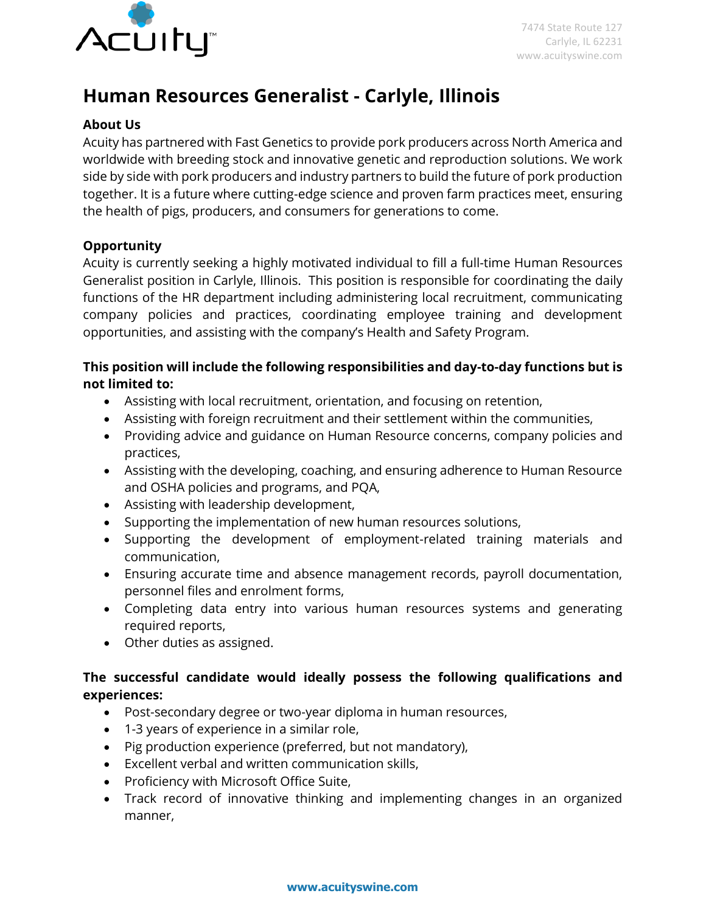# Human Resources Generalist - Carlyle, Illinois

## About Us

Acuity has partnered with Fast Genetics to provide pork producers across North America and worldwide with breeding stock and innovative genetic and reproduction solutions. We work side by side with pork producers and industry partners to build the future of pork production together. It is a future where cutting-edge science and proven farm practices meet, ensuring the health of pigs, producers, and consumers for generations to come.

## Opportunity

Acuity is currently seeking a highly motivated individual to fill a full-time Human Resources Generalist position in Carlyle, Illinois. This position is responsible for coordinating the daily functions of the HR department including administering local recruitment, communicating company policies and practices, coordinating employee training and development opportunities, and assisting with the company's Health and Safety Program.

**This position will include the following responsibilities and day-to-day functions but is not limited to:**

- Assisting with local recruitment, orientation, and focusing on retention,
- Assisting with foreign recruitment and their settlement within the communities,
- Providing advice and guidance on Human Resource concerns, company policies and practices,
- Assisting with the developing, coaching, and ensuring adherence to Human Resource and OSHA policies and programs, and PQA,
- Assisting with leadership development,
- Supporting the implementation of new human resources solutions,
- Supporting the development of employment-related training materials and communication,
- Ensuring accurate time and absence management records, payroll documentation, personnel files and enrolment forms,
- Completing data entry into various human resources systems and generating required reports,
- Other duties as assigned.

**The successful candidate would ideally possess the following qualifications and experiences:**

- Post-secondary degree or two-year diploma in human resources,
- 1-3 years of experience in a similar role,
- Pig production experience (preferred, but not mandatory),
- Excellent verbal and written communication skills,
- Proficiency with Microsoft Office Suite,
- Track record of innovative thinking and implementing changes in an organized manner,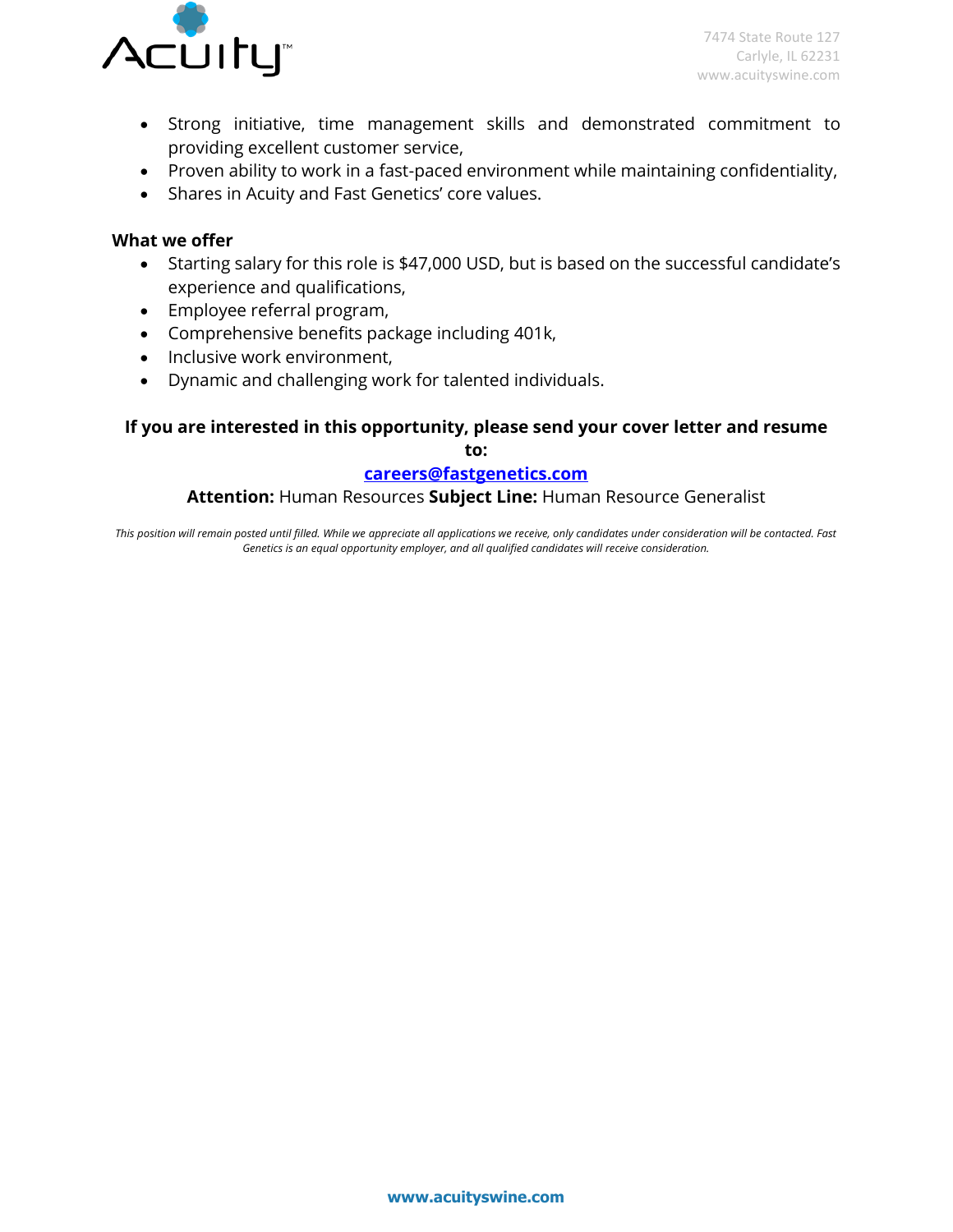- Strong initiative, time management skills and demonstrated commitment to providing excellent customer service,
- Proven ability to work in a fast-paced environment while maintaining confidentiality,
- Shares in Acuity and Fast Genetics' core values.

**What we offer**

- Starting salary for this role is $47,000 USD, but is based on the successful candidate's experience and qualifications,
- Employee referral program,
- Comprehensive benefits package including 401k,
- Inclusive work environment,
- Dynamic and challenging work for talented individuals.

**If you are interested in this opportunity, please send your cover letter and resume to:**

**careers@fastgenetics.com**

**Attention:** Human Resources **Subject Line:** Human Resource Generalist

*This position will remain posted until filled. While we appreciate all applications we receive, only candidates under consideration will be contacted. Fast Genetics is an equal opportunity employer, and all qualified candidates will receive consideration.*